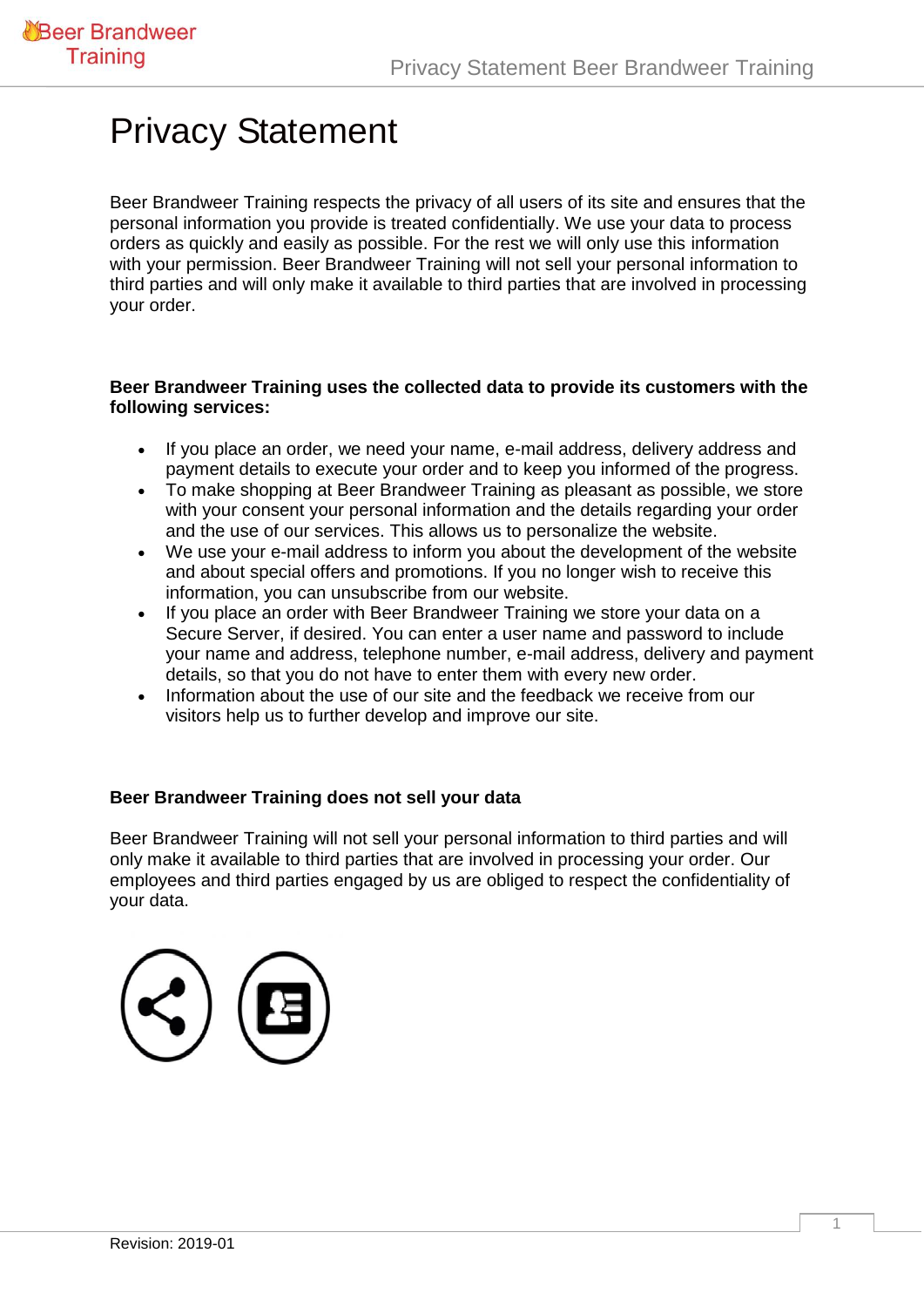# Privacy Statement

Beer Brandweer Training respects the privacy of all users of its site and ensures that the personal information you provide is treated confidentially. We use your data to process orders as quickly and easily as possible. For the rest we will only use this information with your permission. Beer Brandweer Training will not sell your personal information to third parties and will only make it available to third parties that are involved in processing your order.

**Beer Brandweer Training uses the collected data to provide its customers with the following services:**

- If you place an order, we need your name, e-mail address, delivery address and payment details to execute your order and to keep you informed of the progress.
- To make shopping at Beer Brandweer Training as pleasant as possible, we store with your consent your personal information and the details regarding your order and the use of our services. This allows us to personalize the website.
- We use your e-mail address to inform you about the development of the website and about special offers and promotions. If you no longer wish to receive this information, you can unsubscribe from our website.
- If you place an order with Beer Brandweer Training we store your data on a Secure Server, if desired. You can enter a user name and password to include your name and address, telephone number, e-mail address, delivery and payment details, so that you do not have to enter them with every new order.
- Information about the use of our site and the feedback we receive from our visitors help us to further develop and improve our site.

**Beer Brandweer Training does not sell your data**

Beer Brandweer Training will not sell your personal information to third parties and will only make it available to third parties that are involved in processing your order. Our employees and third parties engaged by us are obliged to respect the confidentiality of your data.

Revision: 2019-01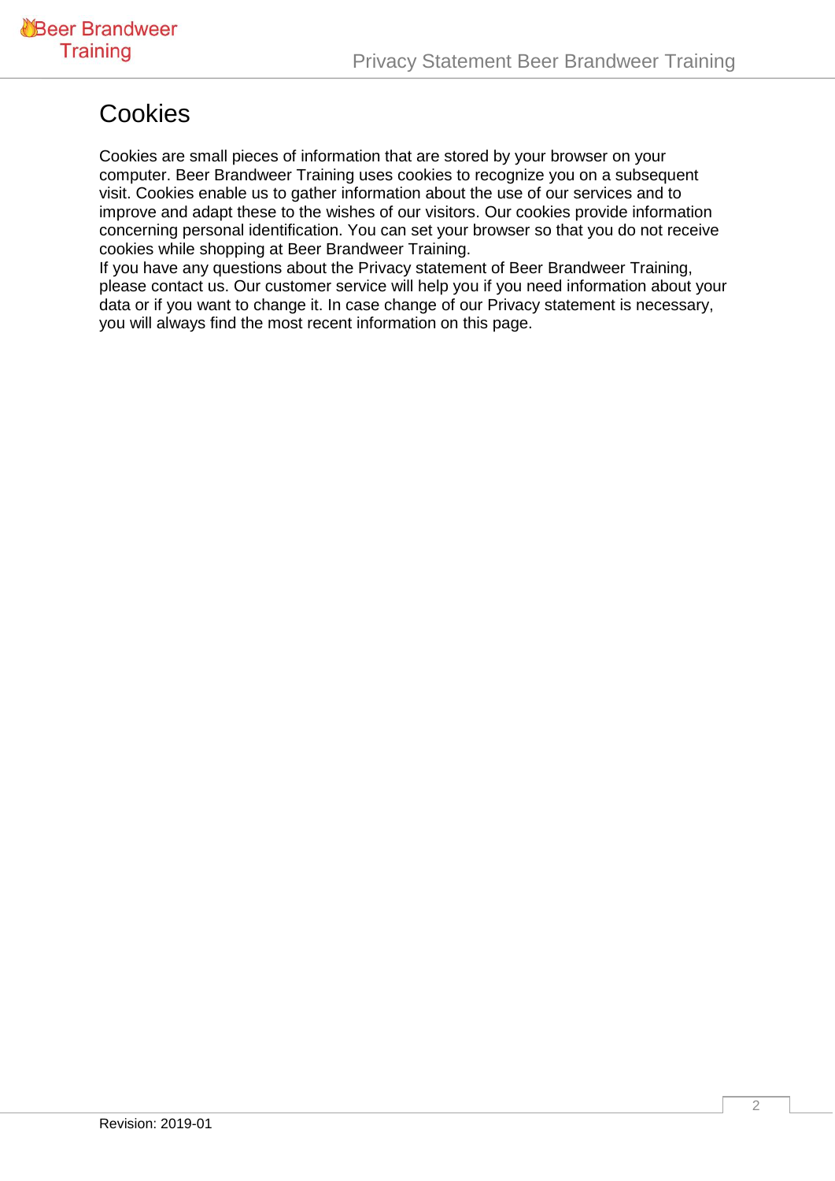# Cookies

Cookies are small pieces of information that are stored by your browser on your computer. Beer Brandweer Training uses cookies to recognize you on a subsequent visit. Cookies enable us to gather information about the use of our services and to improve and adapt these to the wishes of our visitors. Our cookies provide information concerning personal identification. You can set your browser so that you do not receive cookies while shopping at Beer Brandweer Training.

If you have any questions about the Privacy statement of Beer Brandweer Training, please contact us. Our customer service will help you if you need information about your data or if you want to change it. In case change of our Privacy statement is necessary, you will always find the most recent information on this page.